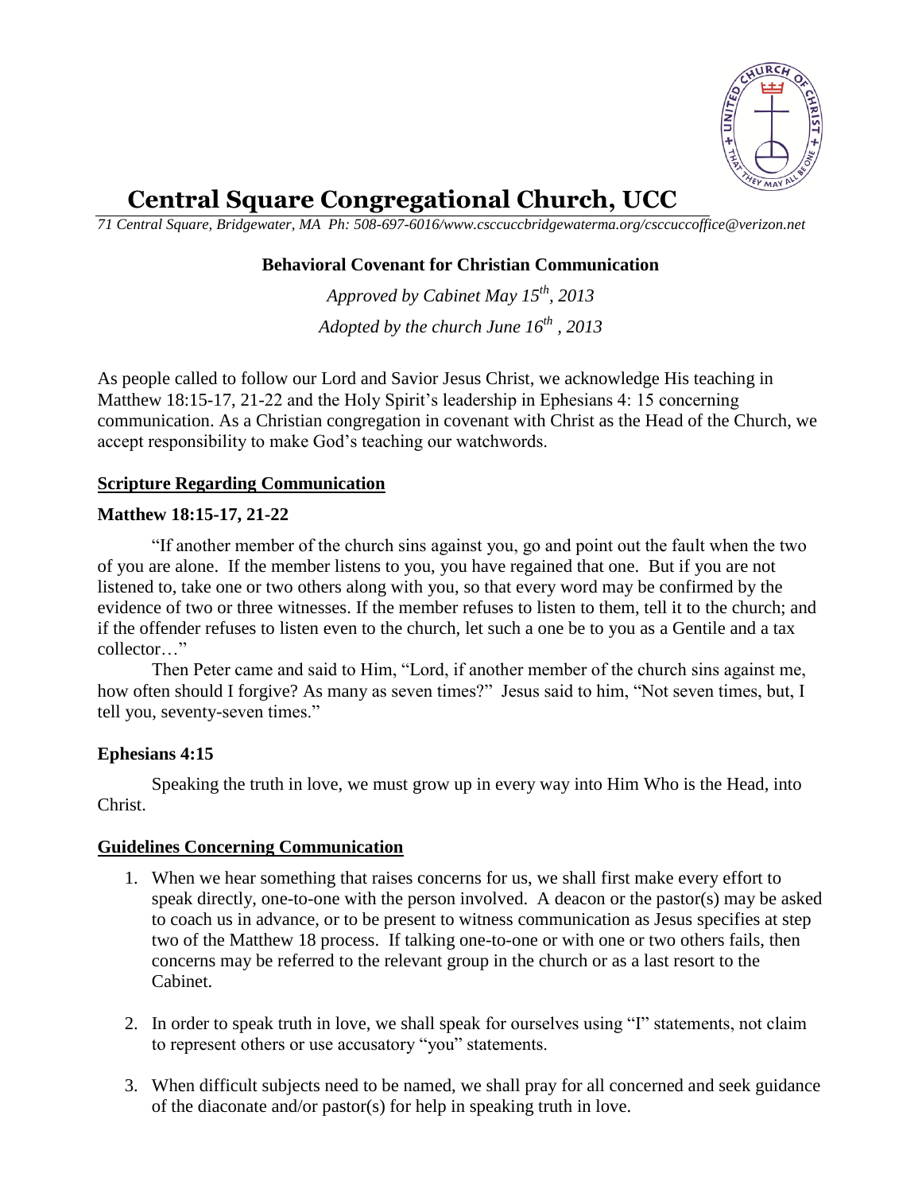# Central Square Congregational Church, UCC

*71 Central Square, Bridgewater, MA Ph: 508-697-6016/www.csccuccbridgewaterma.org/csccuccoffice@verizon.net*

## Behavioral Covenant for Christian Communication

*Approved by Cabinet May 15th, 2013*

*Adopted by the church June 16th , 2013*

As people called to follow our Lord and Savior Jesus Christ, we acknowledge His teaching in Matthew 18:15-17, 21-22 and the Holy Spirit's leadership in Ephesians 4: 15 concerning communication. As a Christian congregation in covenant with Christ as the Head of the Church, we accept responsibility to make God's teaching our watchwords.

### Scripture Regarding Communication

**Matthew 18:15-17, 21-22**

"If another member of the church sins against you, go and point out the fault when the two of you are alone. If the member listens to you, you have regained that one. But if you are not listened to, take one or two others along with you, so that every word may be confirmed by the evidence of two or three witnesses. If the member refuses to listen to them, tell it to the church; and if the offender refuses to listen even to the church, let such a one be to you as a Gentile and a tax collector…"

Then Peter came and said to Him, "Lord, if another member of the church sins against me, how often should I forgive? As many as seven times?" Jesus said to him, "Not seven times, but, I tell you, seventy-seven times."

**Ephesians 4:15**

Speaking the truth in love, we must grow up in every way into Him Who is the Head, into Christ.

### Guidelines Concerning Communication

1. When we hear something that raises concerns for us, we shall first make every effort to speak directly, one-to-one with the person involved. A deacon or the pastor(s) may be asked to coach us in advance, or to be present to witness communication as Jesus specifies at step two of the Matthew 18 process. If talking one-to-one or with one or two others fails, then concerns may be referred to the relevant group in the church or as a last resort to the Cabinet.

2. In order to speak truth in love, we shall speak for ourselves using "I" statements, not claim to represent others or use accusatory "you" statements.

3. When difficult subjects need to be named, we shall pray for all concerned and seek guidance of the diaconate and/or pastor(s) for help in speaking truth in love.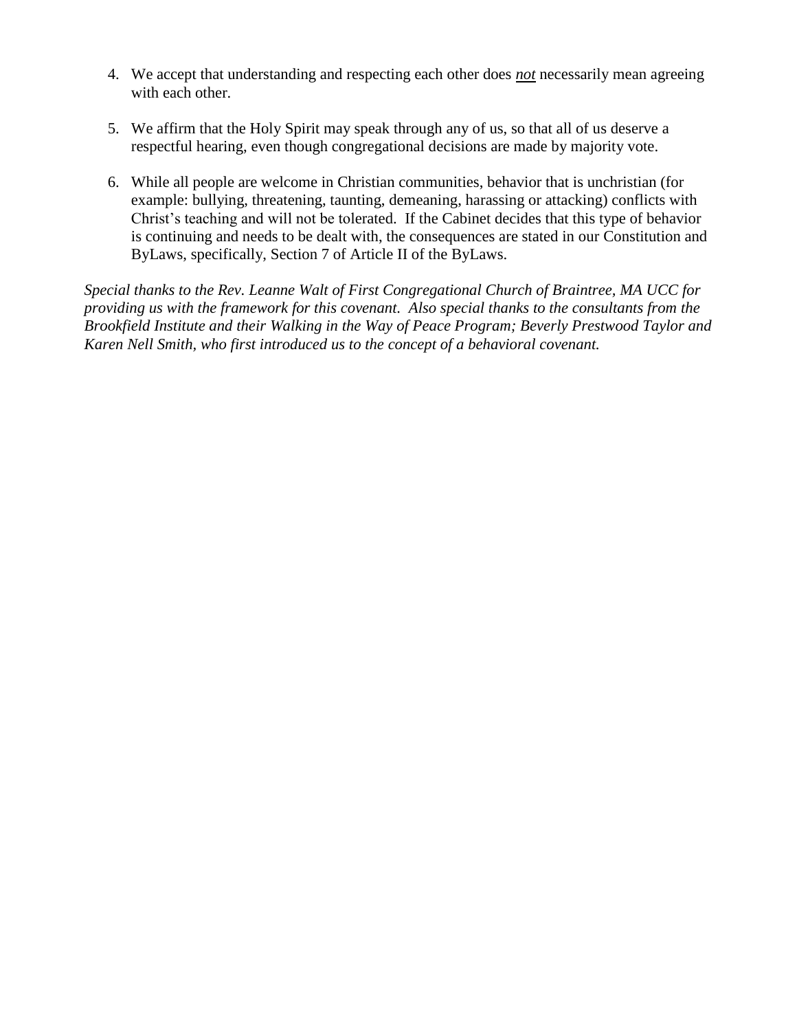4. We accept that understanding and respecting each other does ***not*** necessarily mean agreeing with each other.

5. We affirm that the Holy Spirit may speak through any of us, so that all of us deserve a respectful hearing, even though congregational decisions are made by majority vote.

6. While all people are welcome in Christian communities, behavior that is unchristian (for example: bullying, threatening, taunting, demeaning, harassing or attacking) conflicts with Christ's teaching and will not be tolerated. If the Cabinet decides that this type of behavior is continuing and needs to be dealt with, the consequences are stated in our Constitution and ByLaws, specifically, Section 7 of Article II of the ByLaws.

*Special thanks to the Rev. Leanne Walt of First Congregational Church of Braintree, MA UCC for providing us with the framework for this covenant. Also special thanks to the consultants from the Brookfield Institute and their Walking in the Way of Peace Program; Beverly Prestwood Taylor and Karen Nell Smith, who first introduced us to the concept of a behavioral covenant.*